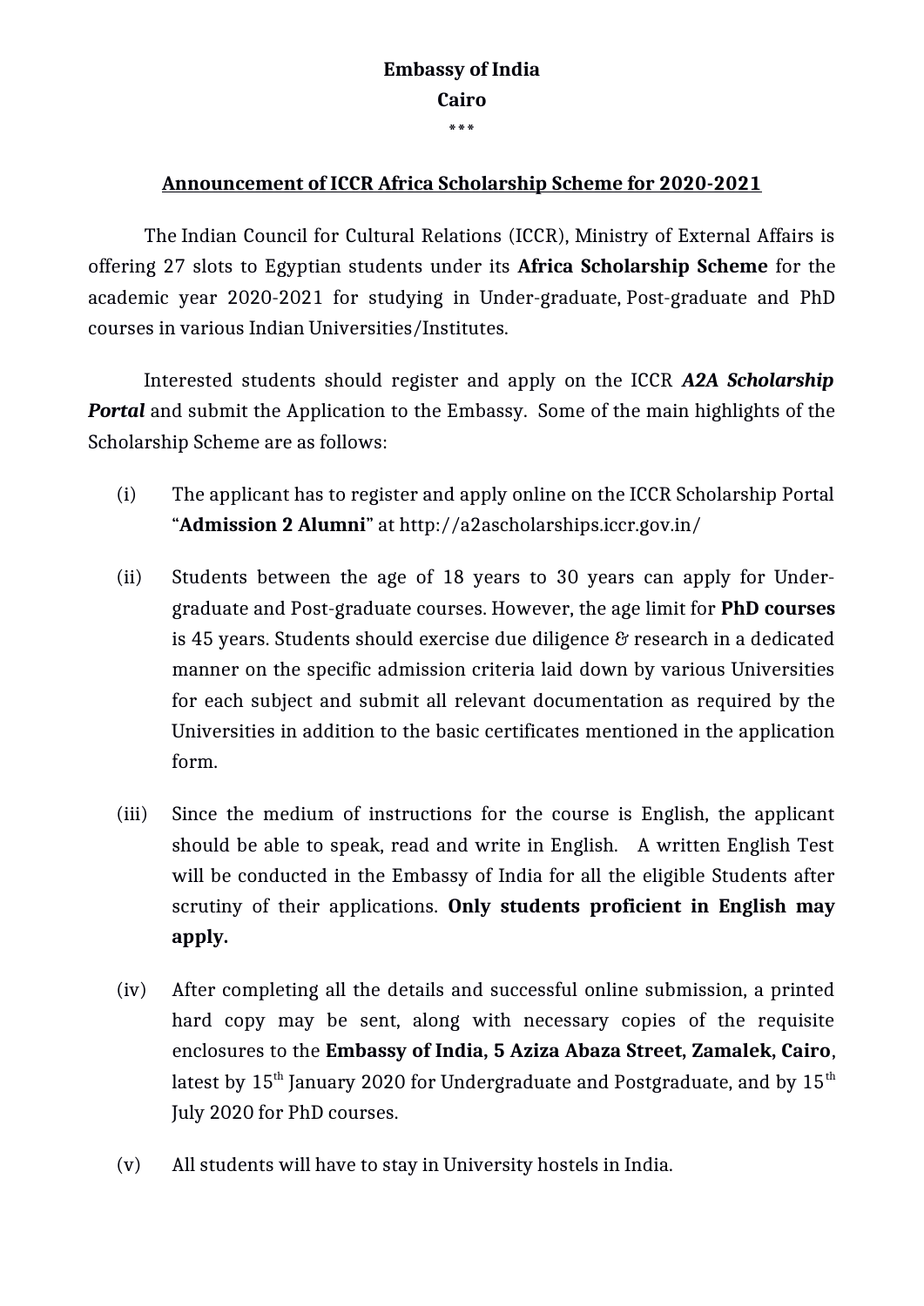**Embassy of India**

**Cairo**

\*\*\*

## Announcement of ICCR Africa Scholarship Scheme for 2020-2021

The Indian Council for Cultural Relations (ICCR), Ministry of External Affairs is offering 27 slots to Egyptian students under its **Africa Scholarship Scheme** for the academic year 2020-2021 for studying in Under-graduate, Post-graduate and PhD courses in various Indian Universities/Institutes.

Interested students should register and apply on the ICCR ***A2A Scholarship Portal*** and submit the Application to the Embassy. Some of the main highlights of the Scholarship Scheme are as follows:

(i) The applicant has to register and apply online on the ICCR Scholarship Portal "**Admission 2 Alumni**" at http://a2ascholarships.iccr.gov.in/

(ii) Students between the age of 18 years to 30 years can apply for Under-graduate and Post-graduate courses. However, the age limit for **PhD courses** is 45 years. Students should exercise due diligence & research in a dedicated manner on the specific admission criteria laid down by various Universities for each subject and submit all relevant documentation as required by the Universities in addition to the basic certificates mentioned in the application form.

(iii) Since the medium of instructions for the course is English, the applicant should be able to speak, read and write in English. A written English Test will be conducted in the Embassy of India for all the eligible Students after scrutiny of their applications. **Only students proficient in English may apply.**

(iv) After completing all the details and successful online submission, a printed hard copy may be sent, along with necessary copies of the requisite enclosures to the **Embassy of India, 5 Aziza Abaza Street, Zamalek, Cairo**, latest by 15th January 2020 for Undergraduate and Postgraduate, and by 15th July 2020 for PhD courses.

(v) All students will have to stay in University hostels in India.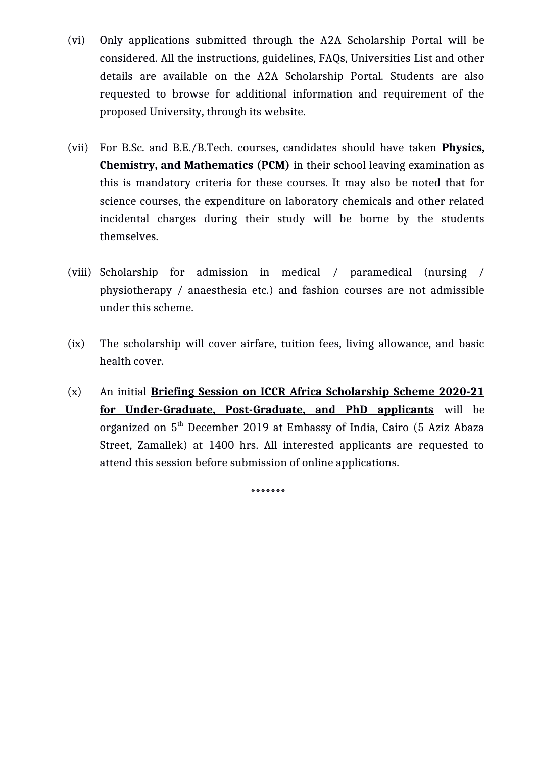(vi) Only applications submitted through the A2A Scholarship Portal will be considered. All the instructions, guidelines, FAQs, Universities List and other details are available on the A2A Scholarship Portal. Students are also requested to browse for additional information and requirement of the proposed University, through its website.

(vii) For B.Sc. and B.E./B.Tech. courses, candidates should have taken **Physics, Chemistry, and Mathematics (PCM)** in their school leaving examination as this is mandatory criteria for these courses. It may also be noted that for science courses, the expenditure on laboratory chemicals and other related incidental charges during their study will be borne by the students themselves.

(viii) Scholarship for admission in medical / paramedical (nursing / physiotherapy / anaesthesia etc.) and fashion courses are not admissible under this scheme.

(ix) The scholarship will cover airfare, tuition fees, living allowance, and basic health cover.

(x) An initial **<u>Briefing Session on ICCR Africa Scholarship Scheme 2020-21 for Under-Graduate, Post-Graduate, and PhD applicants</u>** will be organized on 5th December 2019 at Embassy of India, Cairo (5 Aziz Abaza Street, Zamallek) at 1400 hrs. All interested applicants are requested to attend this session before submission of online applications.

*******